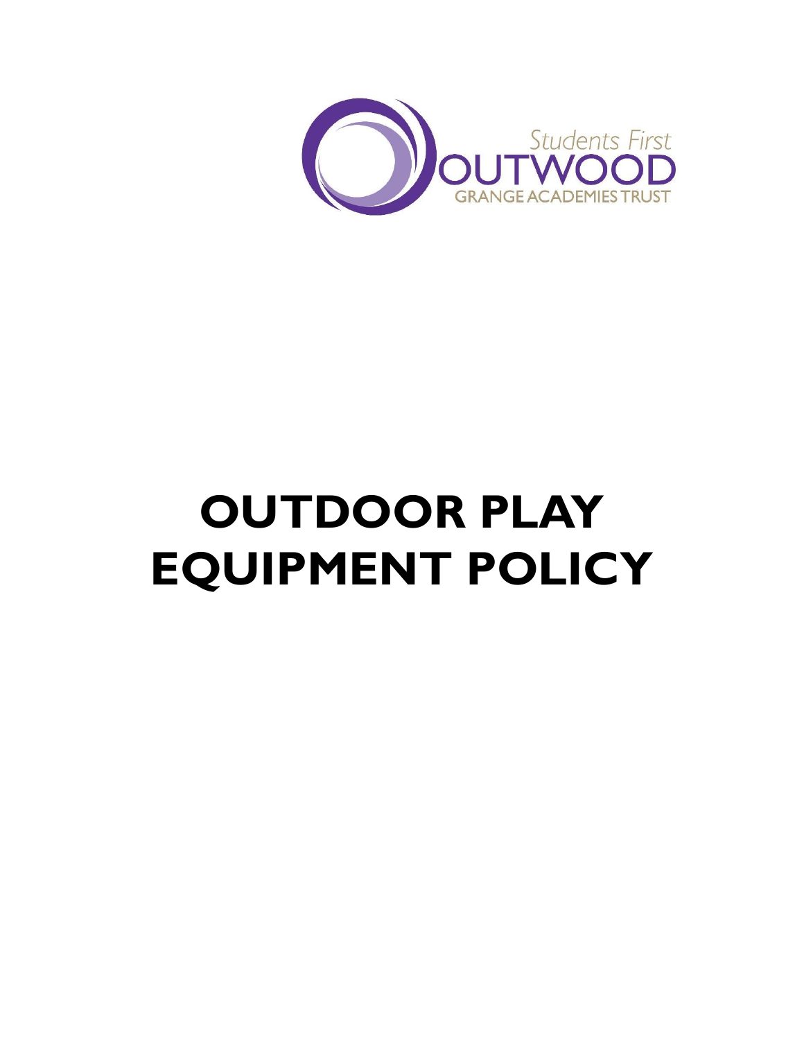Students First
OUTWOOD
GRANGE ACADEMIES TRUST

# OUTDOOR PLAY EQUIPMENT POLICY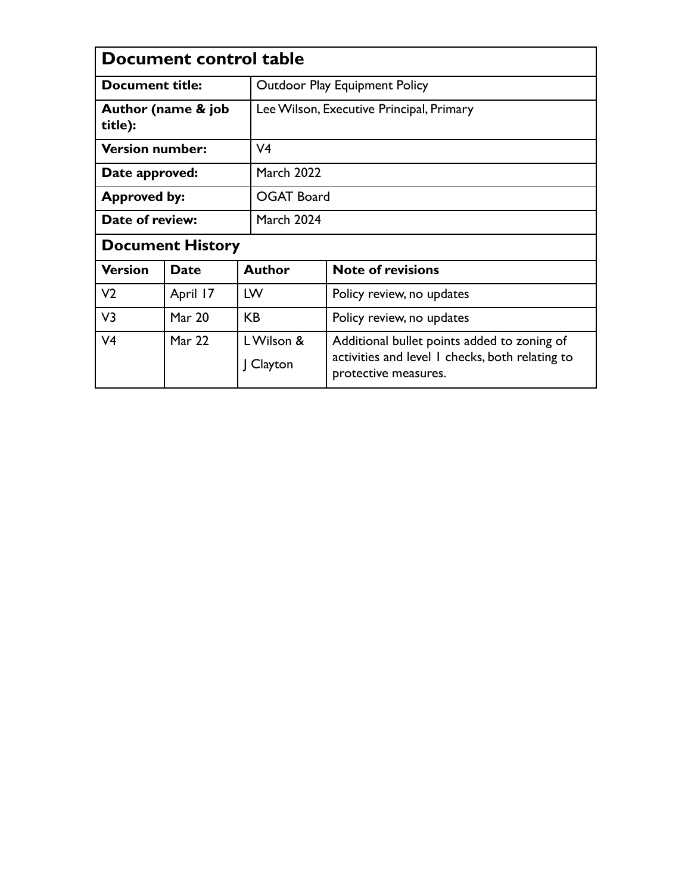## Document control table

| | |
|---|---|
| **Document title:** | Outdoor Play Equipment Policy |
| **Author (name & job title):** | Lee Wilson, Executive Principal, Primary |
| **Version number:** | V4 |
| **Date approved:** | March 2022 |
| **Approved by:** | OGAT Board |
| **Date of review:** | March 2024 |

## Document History

| **Version** | **Date** | **Author** | **Note of revisions** |
|---|---|---|---|
| V2 | April 17 | LW | Policy review, no updates |
| V3 | Mar 20 | KB | Policy review, no updates |
| V4 | Mar 22 | L Wilson & J Clayton | Additional bullet points added to zoning of activities and level 1 checks, both relating to protective measures. |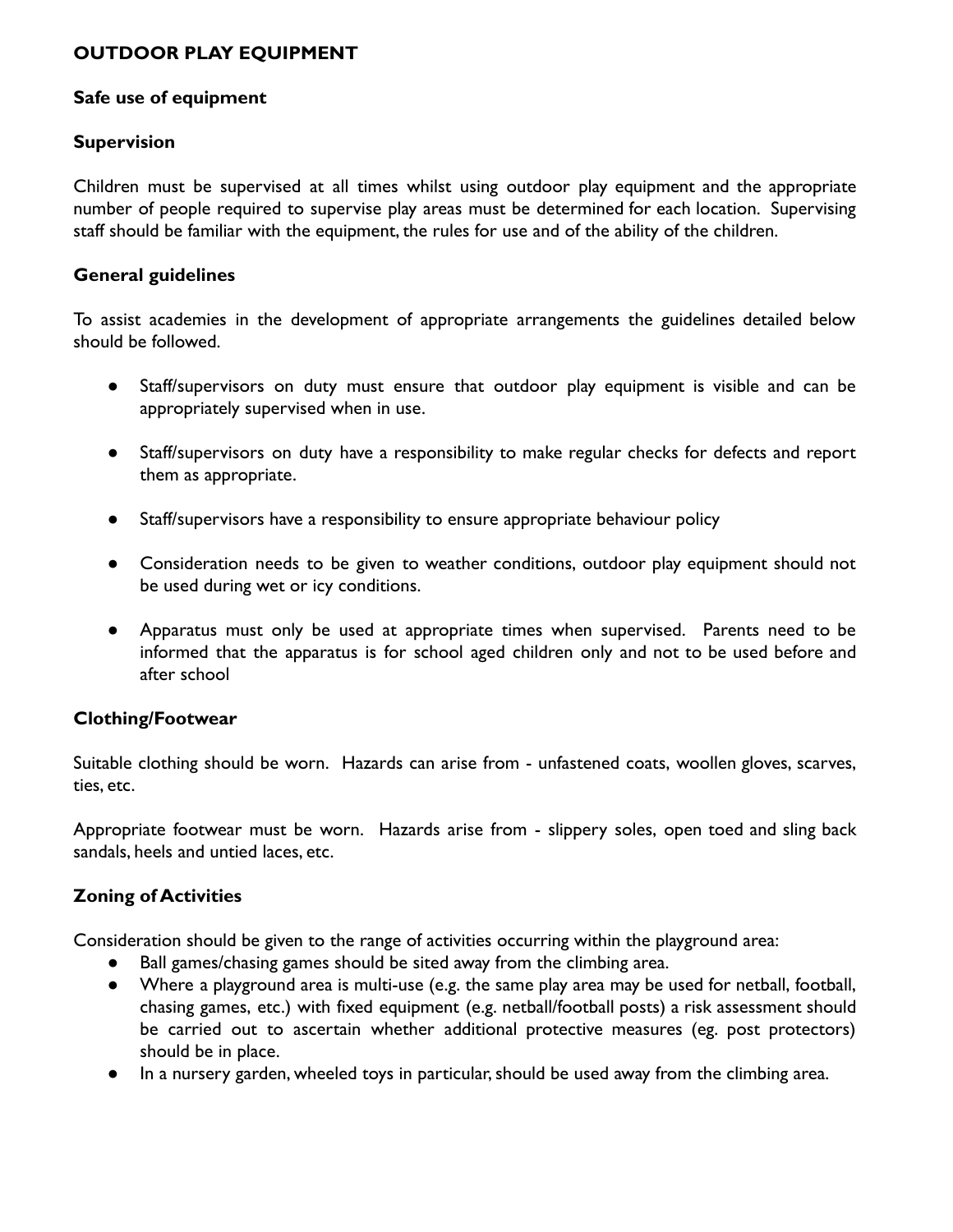## OUTDOOR PLAY EQUIPMENT

### Safe use of equipment

### Supervision

Children must be supervised at all times whilst using outdoor play equipment and the appropriate number of people required to supervise play areas must be determined for each location. Supervising staff should be familiar with the equipment, the rules for use and of the ability of the children.

### General guidelines

To assist academies in the development of appropriate arrangements the guidelines detailed below should be followed.

- Staff/supervisors on duty must ensure that outdoor play equipment is visible and can be appropriately supervised when in use.
- Staff/supervisors on duty have a responsibility to make regular checks for defects and report them as appropriate.
- Staff/supervisors have a responsibility to ensure appropriate behaviour policy
- Consideration needs to be given to weather conditions, outdoor play equipment should not be used during wet or icy conditions.
- Apparatus must only be used at appropriate times when supervised. Parents need to be informed that the apparatus is for school aged children only and not to be used before and after school

### Clothing/Footwear

Suitable clothing should be worn. Hazards can arise from - unfastened coats, woollen gloves, scarves, ties, etc.

Appropriate footwear must be worn. Hazards arise from - slippery soles, open toed and sling back sandals, heels and untied laces, etc.

### Zoning of Activities

Consideration should be given to the range of activities occurring within the playground area:

- Ball games/chasing games should be sited away from the climbing area.
- Where a playground area is multi-use (e.g. the same play area may be used for netball, football, chasing games, etc.) with fixed equipment (e.g. netball/football posts) a risk assessment should be carried out to ascertain whether additional protective measures (eg. post protectors) should be in place.
- In a nursery garden, wheeled toys in particular, should be used away from the climbing area.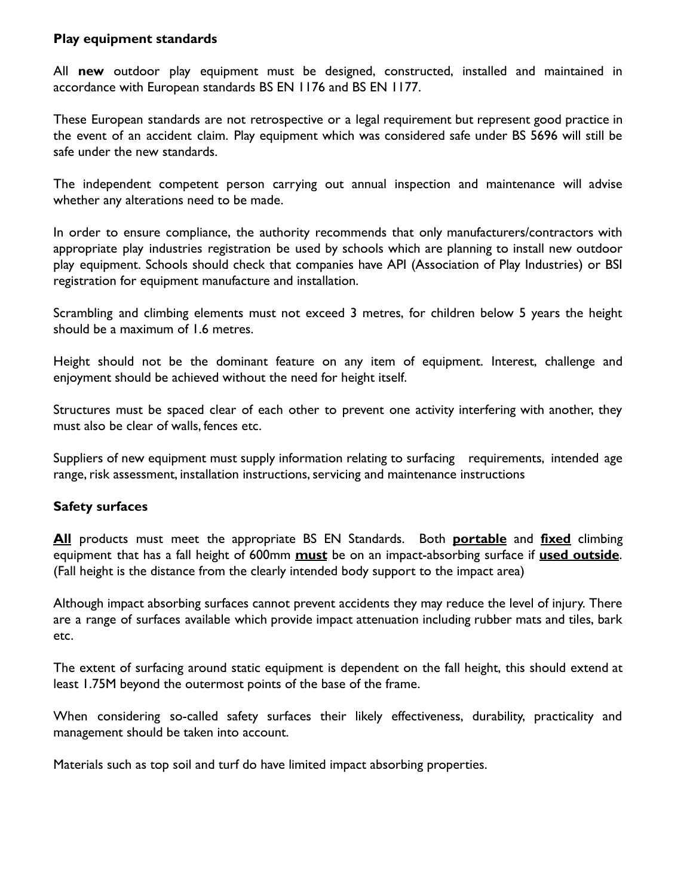## Play equipment standards

All **new** outdoor play equipment must be designed, constructed, installed and maintained in accordance with European standards BS EN 1176 and BS EN 1177.

These European standards are not retrospective or a legal requirement but represent good practice in the event of an accident claim. Play equipment which was considered safe under BS 5696 will still be safe under the new standards.

The independent competent person carrying out annual inspection and maintenance will advise whether any alterations need to be made.

In order to ensure compliance, the authority recommends that only manufacturers/contractors with appropriate play industries registration be used by schools which are planning to install new outdoor play equipment. Schools should check that companies have API (Association of Play Industries) or BSI registration for equipment manufacture and installation.

Scrambling and climbing elements must not exceed 3 metres, for children below 5 years the height should be a maximum of 1.6 metres.

Height should not be the dominant feature on any item of equipment. Interest, challenge and enjoyment should be achieved without the need for height itself.

Structures must be spaced clear of each other to prevent one activity interfering with another, they must also be clear of walls, fences etc.

Suppliers of new equipment must supply information relating to surfacing requirements, intended age range, risk assessment, installation instructions, servicing and maintenance instructions

## Safety surfaces

<u>**All**</u> products must meet the appropriate BS EN Standards. Both <u>**portable**</u> and <u>**fixed**</u> climbing equipment that has a fall height of 600mm <u>**must**</u> be on an impact-absorbing surface if <u>**used outside**</u>. (Fall height is the distance from the clearly intended body support to the impact area)

Although impact absorbing surfaces cannot prevent accidents they may reduce the level of injury. There are a range of surfaces available which provide impact attenuation including rubber mats and tiles, bark etc.

The extent of surfacing around static equipment is dependent on the fall height, this should extend at least 1.75M beyond the outermost points of the base of the frame.

When considering so-called safety surfaces their likely effectiveness, durability, practicality and management should be taken into account.

Materials such as top soil and turf do have limited impact absorbing properties.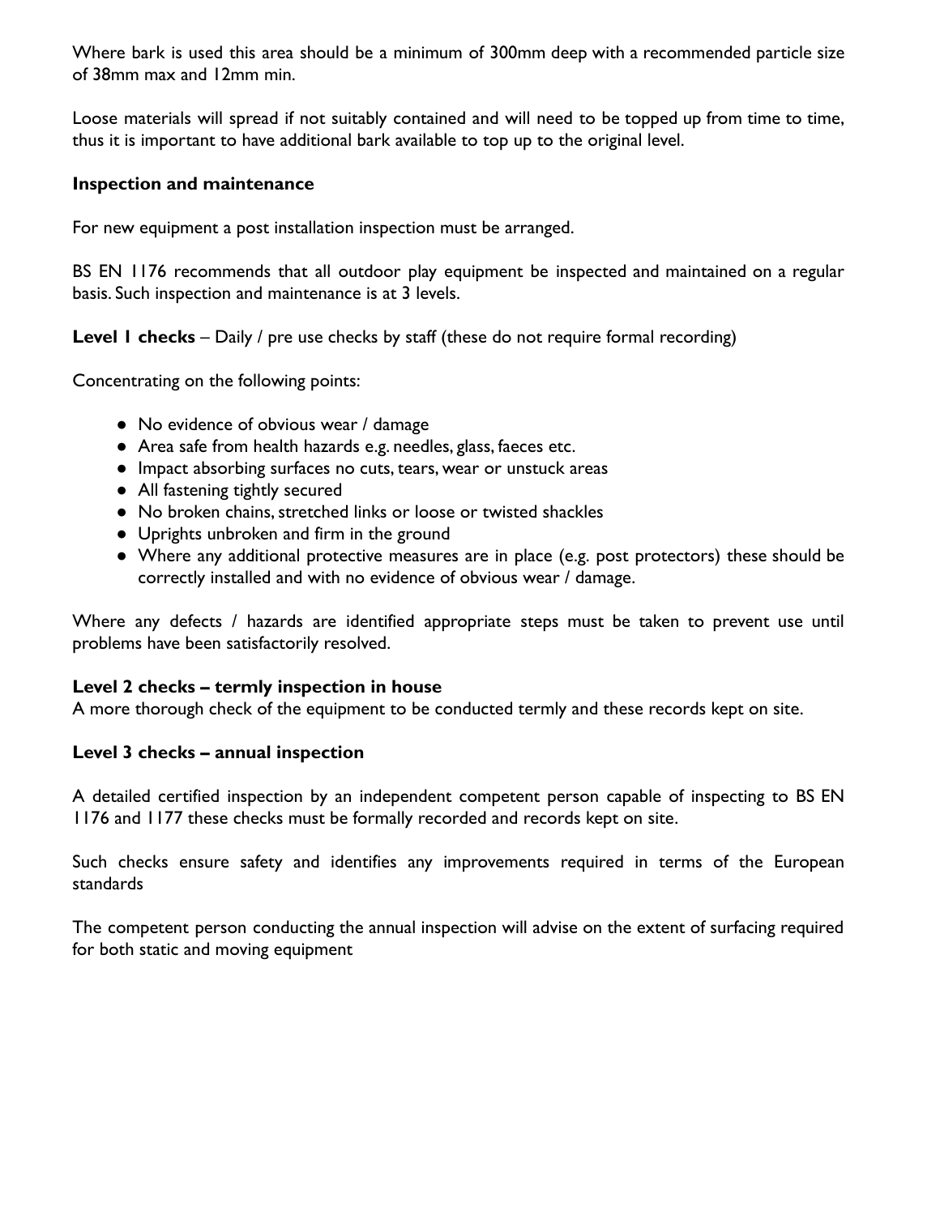Where bark is used this area should be a minimum of 300mm deep with a recommended particle size of 38mm max and 12mm min.

Loose materials will spread if not suitably contained and will need to be topped up from time to time, thus it is important to have additional bark available to top up to the original level.

### Inspection and maintenance

For new equipment a post installation inspection must be arranged.

BS EN 1176 recommends that all outdoor play equipment be inspected and maintained on a regular basis. Such inspection and maintenance is at 3 levels.

**Level 1 checks** – Daily / pre use checks by staff (these do not require formal recording)

Concentrating on the following points:

- No evidence of obvious wear / damage
- Area safe from health hazards e.g. needles, glass, faeces etc.
- Impact absorbing surfaces no cuts, tears, wear or unstuck areas
- All fastening tightly secured
- No broken chains, stretched links or loose or twisted shackles
- Uprights unbroken and firm in the ground
- Where any additional protective measures are in place (e.g. post protectors) these should be correctly installed and with no evidence of obvious wear / damage.

Where any defects / hazards are identified appropriate steps must be taken to prevent use until problems have been satisfactorily resolved.

**Level 2 checks – termly inspection in house**

A more thorough check of the equipment to be conducted termly and these records kept on site.

**Level 3 checks – annual inspection**

A detailed certified inspection by an independent competent person capable of inspecting to BS EN 1176 and 1177 these checks must be formally recorded and records kept on site.

Such checks ensure safety and identifies any improvements required in terms of the European standards

The competent person conducting the annual inspection will advise on the extent of surfacing required for both static and moving equipment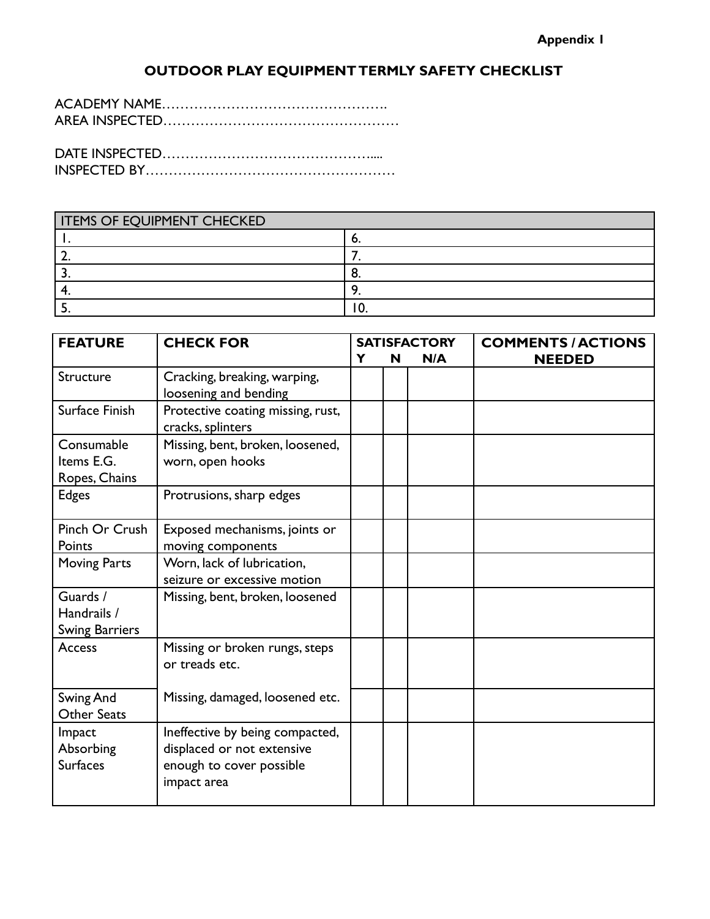**Appendix 1**

## OUTDOOR PLAY EQUIPMENT TERMLY SAFETY CHECKLIST

ACADEMY NAME………………………………………….
AREA INSPECTED……………………………………………

DATE INSPECTED……………………………………....
INSPECTED BY………………………………………………

| ITEMS OF EQUIPMENT CHECKED | |
|---|---|
| 1. | 6. |
| 2. | 7. |
| 3. | 8. |
| 4. | 9. |
| 5. | 10. |

| FEATURE | CHECK FOR | SATISFACTORY | | | COMMENTS / ACTIONS NEEDED |
|---|---|---|---|---|---|
| | | Y | N | N/A | |
| Structure | Cracking, breaking, warping, loosening and bending | | | | |
| Surface Finish | Protective coating missing, rust, cracks, splinters | | | | |
| Consumable Items E.G. Ropes, Chains | Missing, bent, broken, loosened, worn, open hooks | | | | |
| Edges | Protrusions, sharp edges | | | | |
| Pinch Or Crush Points | Exposed mechanisms, joints or moving components | | | | |
| Moving Parts | Worn, lack of lubrication, seizure or excessive motion | | | | |
| Guards / Handrails / Swing Barriers | Missing, bent, broken, loosened | | | | |
| Access | Missing or broken rungs, steps or treads etc. | | | | |
| Swing And Other Seats | Missing, damaged, loosened etc. | | | | |
| Impact Absorbing Surfaces | Ineffective by being compacted, displaced or not extensive enough to cover possible impact area | | | | |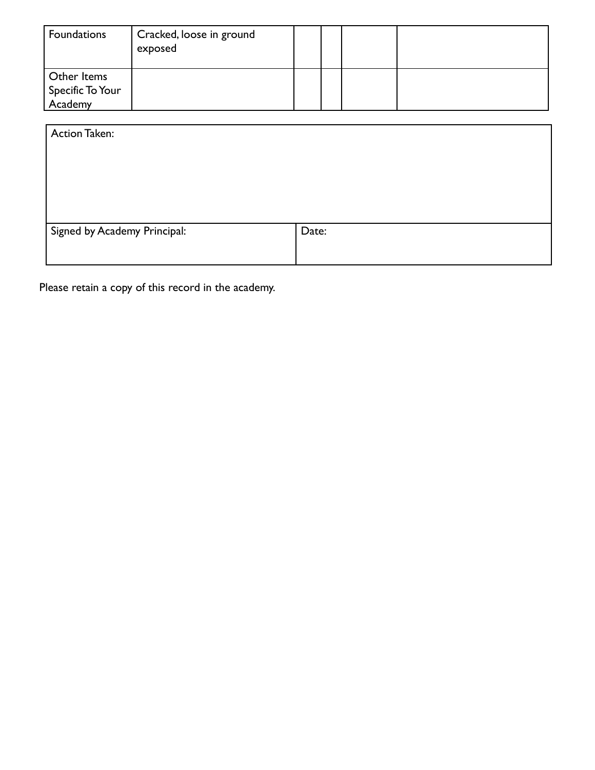| | | | | | |
|---|---|---|---|---|---|
| Foundations | Cracked, loose in ground exposed | | | | |
| Other Items Specific To Your Academy | | | | | |

| | |
|---|---|
| Action Taken: | |
| Signed by Academy Principal: | Date: |

Please retain a copy of this record in the academy.